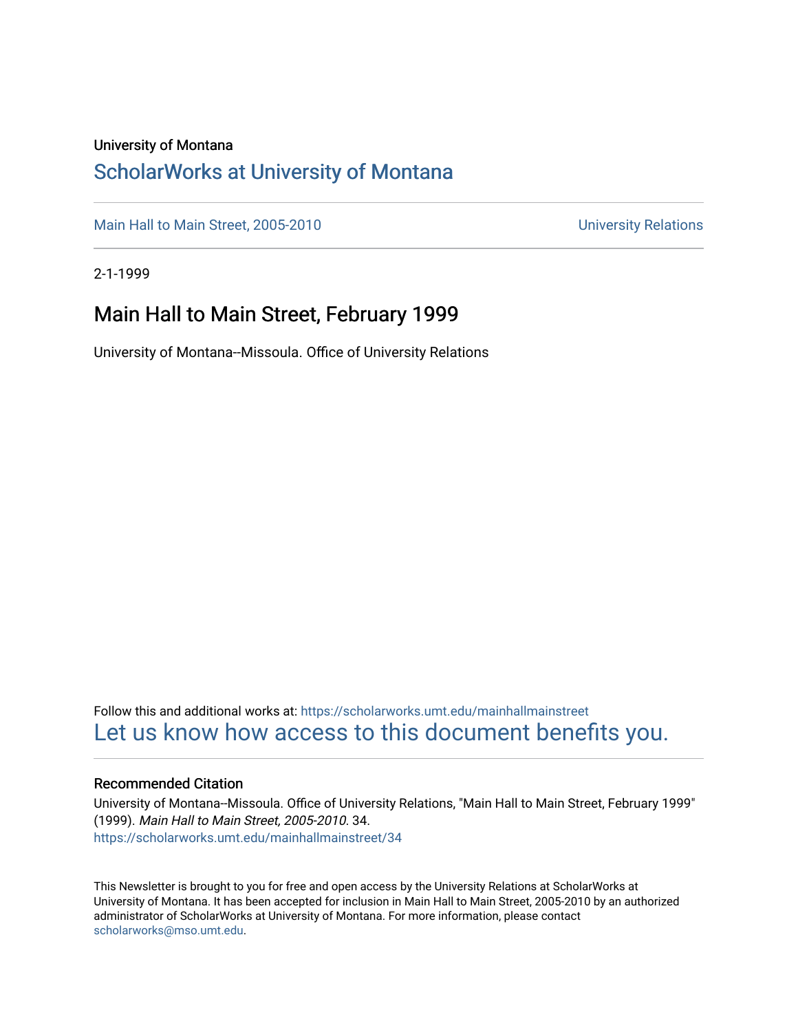University of Montana

# ScholarWorks at University of Montana

Main Hall to Main Street, 2005-2010 University Relations

2-1-1999

## Main Hall to Main Street, February 1999

University of Montana--Missoula. Office of University Relations

Follow this and additional works at: https://scholarworks.umt.edu/mainhallmainstreet

Let us know how access to this document benefits you.

### Recommended Citation

University of Montana--Missoula. Office of University Relations, "Main Hall to Main Street, February 1999" (1999). *Main Hall to Main Street, 2005-2010*. 34.
https://scholarworks.umt.edu/mainhallmainstreet/34

This Newsletter is brought to you for free and open access by the University Relations at ScholarWorks at University of Montana. It has been accepted for inclusion in Main Hall to Main Street, 2005-2010 by an authorized administrator of ScholarWorks at University of Montana. For more information, please contact scholarworks@mso.umt.edu.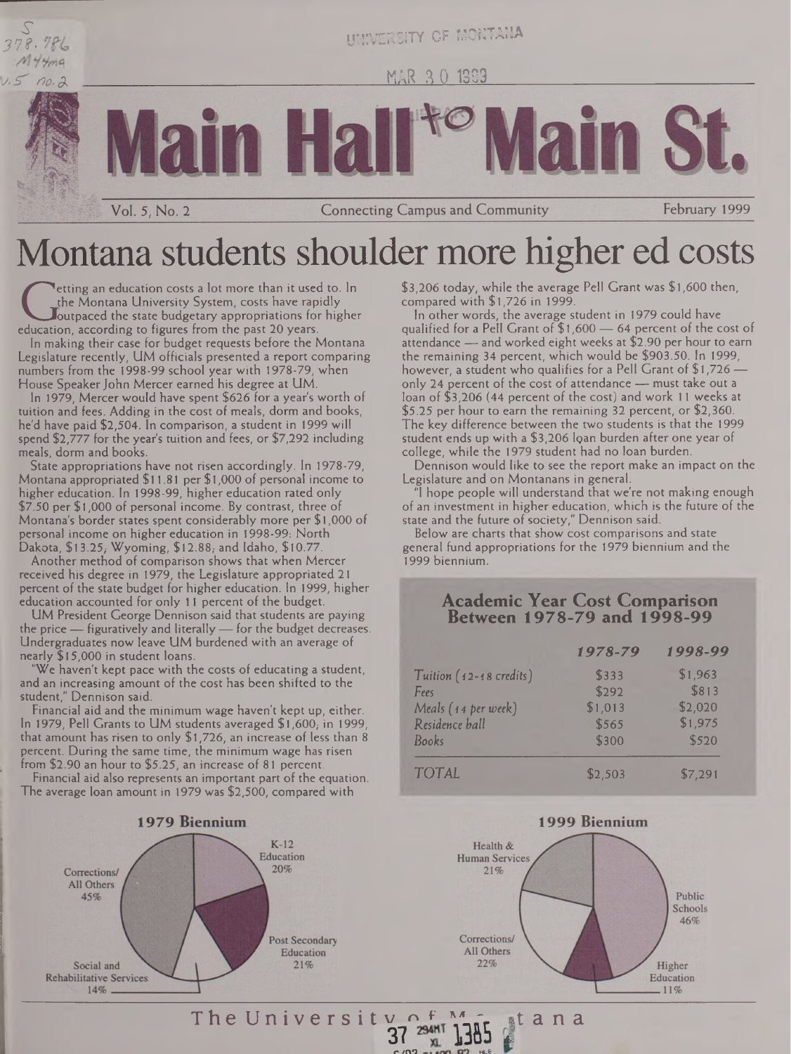# Main Hall to Main St.

Vol. 5, No. 2 — Connecting Campus and Community — February 1999

# Montana students shoulder more higher ed costs

Getting an education costs a lot more than it used to. In the Montana University System, costs have rapidly outpaced the state budgetary appropriations for higher education, according to figures from the past 20 years.

In making their case for budget requests before the Montana Legislature recently, UM officials presented a report comparing numbers from the 1998-99 school year with 1978-79, when House Speaker John Mercer earned his degree at UM.

In 1979, Mercer would have spent $626 for a year's worth of tuition and fees. Adding in the cost of meals, dorm and books, he'd have paid $2,504. In comparison, a student in 1999 will spend $2,777 for the year's tuition and fees, or $7,292 including meals, dorm and books.

State appropriations have not risen accordingly. In 1978-79, Montana appropriated $11.81 per $1,000 of personal income to higher education. In 1998-99, higher education rated only $7.50 per $1,000 of personal income. By contrast, three of Montana's border states spent considerably more per $1,000 of personal income on higher education in 1998-99: North Dakota, $13.25; Wyoming, $12.88; and Idaho, $10.77.

Another method of comparison shows that when Mercer received his degree in 1979, the Legislature appropriated 21 percent of the state budget for higher education. In 1999, higher education accounted for only 11 percent of the budget.

UM President George Dennison said that students are paying the price — figuratively and literally — for the budget decreases. Undergraduates now leave UM burdened with an average of nearly $15,000 in student loans.

"We haven't kept pace with the costs of educating a student, and an increasing amount of the cost has been shifted to the student," Dennison said.

Financial aid and the minimum wage haven't kept up, either. In 1979, Pell Grants to UM students averaged $1,600; in 1999, that amount has risen to only $1,726, an increase of less than 8 percent. During the same time, the minimum wage has risen from $2.90 an hour to $5.25, an increase of 81 percent.

Financial aid also represents an important part of the equation. The average loan amount in 1979 was $2,500, compared with $3,206 today, while the average Pell Grant was $1,600 then, compared with $1,726 in 1999.

In other words, the average student in 1979 could have qualified for a Pell Grant of $1,600 — 64 percent of the cost of attendance — and worked eight weeks at $2.90 per hour to earn the remaining 34 percent, which would be $903.50. In 1999, however, a student who qualifies for a Pell Grant of $1,726 — only 24 percent of the cost of attendance — must take out a loan of $3,206 (44 percent of the cost) and work 11 weeks at $5.25 per hour to earn the remaining 32 percent, or $2,360. The key difference between the two students is that the 1999 student ends up with a $3,206 loan burden after one year of college, while the 1979 student had no loan burden.

Dennison would like to see the report make an impact on the Legislature and on Montanans in general.

"I hope people will understand that we're not making enough of an investment in higher education, which is the future of the state and the future of society," Dennison said.

Below are charts that show cost comparisons and state general fund appropriations for the 1979 biennium and the 1999 biennium.

### Academic Year Cost Comparison Between 1978-79 and 1998-99

| | *1978-79* | *1998-99* |
|---|---|---|
| *Tuition (12-18 credits)* | $333 | $1,963 |
| *Fees* | $292 | $813 |
| *Meals (14 per week)* | $1,013 | $2,020 |
| *Residence hall* | $565 | $1,975 |
| *Books* | $300 | $520 |
| *TOTAL* | $2,503 | $7,291 |

### 1979 Biennium

- K-12 Education 20%
- Post Secondary Education 21%
- Social and Rehabilitative Services 14%
- Corrections/All Others 45%

### 1999 Biennium

- Public Schools 46%
- Higher Education 11%
- Corrections/All Others 22%
- Health & Human Services 21%

The University of Montana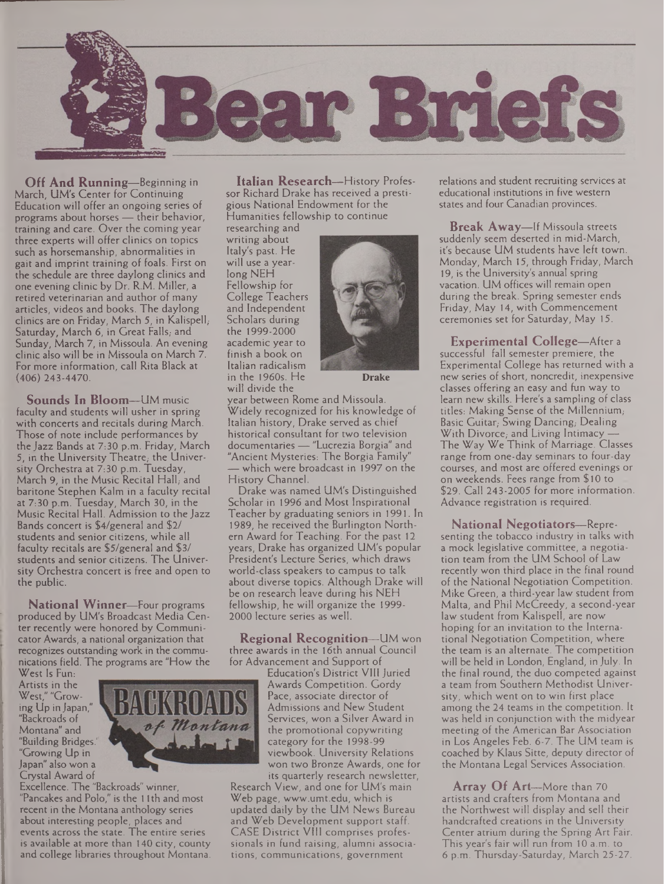# Bear Briefs

**Off And Running**—Beginning in March, UM's Center for Continuing Education will offer an ongoing series of programs about horses — their behavior, training and care. Over the coming year three experts will offer clinics on topics such as horsemanship, abnormalities in gait and imprint training of foals. First on the schedule are three daylong clinics and one evening clinic by Dr. R.M. Miller, a retired veterinarian and author of many articles, videos and books. The daylong clinics are on Friday, March 5, in Kalispell; Saturday, March 6, in Great Falls; and Sunday, March 7, in Missoula. An evening clinic also will be in Missoula on March 7. For more information, call Rita Black at (406) 243-4470.

**Sounds In Bloom**—UM music faculty and students will usher in spring with concerts and recitals during March. Those of note include performances by the Jazz Bands at 7:30 p.m. Friday, March 5, in the University Theatre; the University Orchestra at 7:30 p.m. Tuesday, March 9, in the Music Recital Hall; and baritone Stephen Kalm in a faculty recital at 7:30 p.m. Tuesday, March 30, in the Music Recital Hall. Admission to the Jazz Bands concert is $4/general and $2/students and senior citizens, while all faculty recitals are $5/general and $3/students and senior citizens. The University Orchestra concert is free and open to the public.

**National Winner**—Four programs produced by UM's Broadcast Media Center recently were honored by Communicator Awards, a national organization that recognizes outstanding work in the communications field. The programs are "How the West Is Fun: Artists in the West," "Growing Up in Japan," "Backroads of Montana" and "Building Bridges." "Growing Up in Japan" also won a Crystal Award of Excellence. The "Backroads" winner, "Pancakes and Polo," is the 11th and most recent in the Montana anthology series about interesting people, places and events across the state. The entire series is available at more than 140 city, county and college libraries throughout Montana.

**Italian Research**—History Professor Richard Drake has received a prestigious National Endowment for the Humanities fellowship to continue researching and writing about Italy's past. He will use a yearlong NEH Fellowship for College Teachers and Independent Scholars during the 1999-2000 academic year to finish a book on Italian radicalism in the 1960s. He will divide the year between Rome and Missoula. Widely recognized for his knowledge of Italian history, Drake served as chief historical consultant for two television documentaries — "Lucrezia Borgia" and "Ancient Mysteries: The Borgia Family" — which were broadcast in 1997 on the History Channel.

Drake

Drake was named UM's Distinguished Scholar in 1996 and Most Inspirational Teacher by graduating seniors in 1991. In 1989, he received the Burlington Northern Award for Teaching. For the past 12 years, Drake has organized UM's popular President's Lecture Series, which draws world-class speakers to campus to talk about diverse topics. Although Drake will be on research leave during his NEH fellowship, he will organize the 1999-2000 lecture series as well.

**Regional Recognition**—UM won three awards in the 16th annual Council for Advancement and Support of Education's District VIII Juried Awards Competition. Gordy Pace, associate director of Admissions and New Student Services, won a Silver Award in the promotional copywriting category for the 1998-99 viewbook. University Relations won two Bronze Awards, one for its quarterly research newsletter, Research View, and one for UM's main Web page, www.umt.edu, which is updated daily by the UM News Bureau and Web Development support staff. CASE District VIII comprises professionals in fund raising, alumni associations, communications, government relations and student recruiting services at educational institutions in five western states and four Canadian provinces.

**Break Away**—If Missoula streets suddenly seem deserted in mid-March, it's because UM students have left town. Monday, March 15, through Friday, March 19, is the University's annual spring vacation. UM offices will remain open during the break. Spring semester ends Friday, May 14, with Commencement ceremonies set for Saturday, May 15.

**Experimental College**—After a successful fall semester premiere, the Experimental College has returned with a new series of short, noncredit, inexpensive classes offering an easy and fun way to learn new skills. Here's a sampling of class titles: Making Sense of the Millennium; Basic Guitar; Swing Dancing; Dealing With Divorce; and Living Intimacy — The Way We Think of Marriage. Classes range from one-day seminars to four-day courses, and most are offered evenings or on weekends. Fees range from $10 to $29. Call 243-2005 for more information. Advance registration is required.

**National Negotiators**—Representing the tobacco industry in talks with a mock legislative committee, a negotiation team from the UM School of Law recently won third place in the final round of the National Negotiation Competition. Mike Green, a third-year law student from Malta, and Phil McCreedy, a second-year law student from Kalispell, are now hoping for an invitation to the International Negotiation Competition, where the team is an alternate. The competition will be held in London, England, in July. In the final round, the duo competed against a team from Southern Methodist University, which went on to win first place among the 24 teams in the competition. It was held in conjunction with the midyear meeting of the American Bar Association in Los Angeles Feb. 6-7. The UM team is coached by Klaus Sitte, deputy director of the Montana Legal Services Association.

**Array Of Art**—More than 70 artists and crafters from Montana and the Northwest will display and sell their handcrafted creations in the University Center atrium during the Spring Art Fair. This year's fair will run from 10 a.m. to 6 p.m. Thursday-Saturday, March 25-27.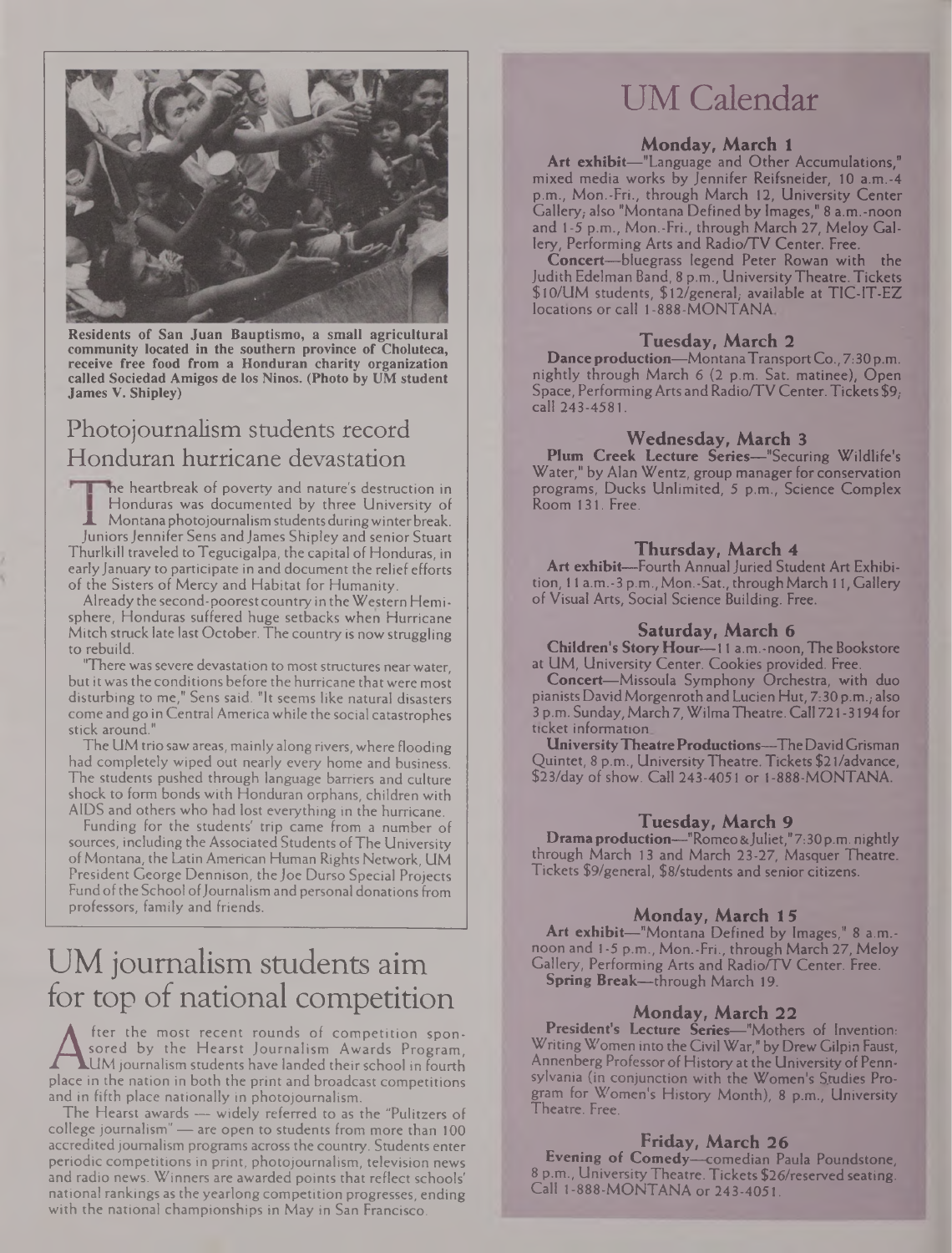Residents of San Juan Bauptismo, a small agricultural community located in the southern province of Choluteca, receive free food from a Honduran charity organization called Sociedad Amigos de los Ninos. (Photo by UM student James V. Shipley)

## Photojournalism students record Honduran hurricane devastation

The heartbreak of poverty and nature's destruction in Honduras was documented by three University of Montana photojournalism students during winter break. Juniors Jennifer Sens and James Shipley and senior Stuart Thurlkill traveled to Tegucigalpa, the capital of Honduras, in early January to participate in and document the relief efforts of the Sisters of Mercy and Habitat for Humanity.

Already the second-poorest country in the Western Hemisphere, Honduras suffered huge setbacks when Hurricane Mitch struck late last October. The country is now struggling to rebuild.

"There was severe devastation to most structures near water, but it was the conditions before the hurricane that were most disturbing to me," Sens said. "It seems like natural disasters come and go in Central America while the social catastrophes stick around."

The UM trio saw areas, mainly along rivers, where flooding had completely wiped out nearly every home and business. The students pushed through language barriers and culture shock to form bonds with Honduran orphans, children with AIDS and others who had lost everything in the hurricane.

Funding for the students' trip came from a number of sources, including the Associated Students of The University of Montana, the Latin American Human Rights Network, UM President George Dennison, the Joe Durso Special Projects Fund of the School of Journalism and personal donations from professors, family and friends.

## UM journalism students aim for top of national competition

After the most recent rounds of competition sponsored by the Hearst Journalism Awards Program, UM journalism students have landed their school in fourth place in the nation in both the print and broadcast competitions and in fifth place nationally in photojournalism.

The Hearst awards — widely referred to as the "Pulitzers of college journalism" — are open to students from more than 100 accredited journalism programs across the country. Students enter periodic competitions in print, photojournalism, television news and radio news. Winners are awarded points that reflect schools' national rankings as the yearlong competition progresses, ending with the national championships in May in San Francisco.

# UM Calendar

### Monday, March 1

**Art exhibit**—"Language and Other Accumulations," mixed media works by Jennifer Reifsneider, 10 a.m.-4 p.m., Mon.-Fri., through March 12, University Center Gallery; also "Montana Defined by Images," 8 a.m.-noon and 1-5 p.m., Mon.-Fri., through March 27, Meloy Gallery, Performing Arts and Radio/TV Center. Free.

**Concert**—bluegrass legend Peter Rowan with the Judith Edelman Band, 8 p.m., University Theatre. Tickets $10/UM students, $12/general; available at TIC-IT-EZ locations or call 1-888-MONTANA.

### Tuesday, March 2

**Dance production**—Montana Transport Co., 7:30 p.m. nightly through March 6 (2 p.m. Sat. matinee), Open Space, Performing Arts and Radio/TV Center. Tickets $9; call 243-4581.

### Wednesday, March 3

**Plum Creek Lecture Series**—"Securing Wildlife's Water," by Alan Wentz, group manager for conservation programs, Ducks Unlimited, 5 p.m., Science Complex Room 131. Free.

### Thursday, March 4

**Art exhibit**—Fourth Annual Juried Student Art Exhibition, 11 a.m.-3 p.m., Mon.-Sat., through March 11, Gallery of Visual Arts, Social Science Building. Free.

### Saturday, March 6

**Children's Story Hour**—11 a.m.-noon, The Bookstore at UM, University Center. Cookies provided. Free.

**Concert**—Missoula Symphony Orchestra, with duo pianists David Morgenroth and Lucien Hut, 7:30 p.m.; also 3 p.m. Sunday, March 7, Wilma Theatre. Call 721-3194 for ticket information.

**University Theatre Productions**—The David Grisman Quintet, 8 p.m., University Theatre. Tickets $21/advance, $23/day of show. Call 243-4051 or 1-888-MONTANA.

### Tuesday, March 9

**Drama production**—"Romeo & Juliet," 7:30 p.m. nightly through March 13 and March 23-27, Masquer Theatre. Tickets $9/general, $8/students and senior citizens.

### Monday, March 15

**Art exhibit**—"Montana Defined by Images," 8 a.m.-noon and 1-5 p.m., Mon.-Fri., through March 27, Meloy Gallery, Performing Arts and Radio/TV Center. Free.

**Spring Break**—through March 19.

### Monday, March 22

**President's Lecture Series**—"Mothers of Invention: Writing Women into the Civil War," by Drew Gilpin Faust, Annenberg Professor of History at the University of Pennsylvania (in conjunction with the Women's Studies Program for Women's History Month), 8 p.m., University Theatre. Free.

### Friday, March 26

**Evening of Comedy**—comedian Paula Poundstone, 8 p.m., University Theatre. Tickets $26/reserved seating. Call 1-888-MONTANA or 243-4051.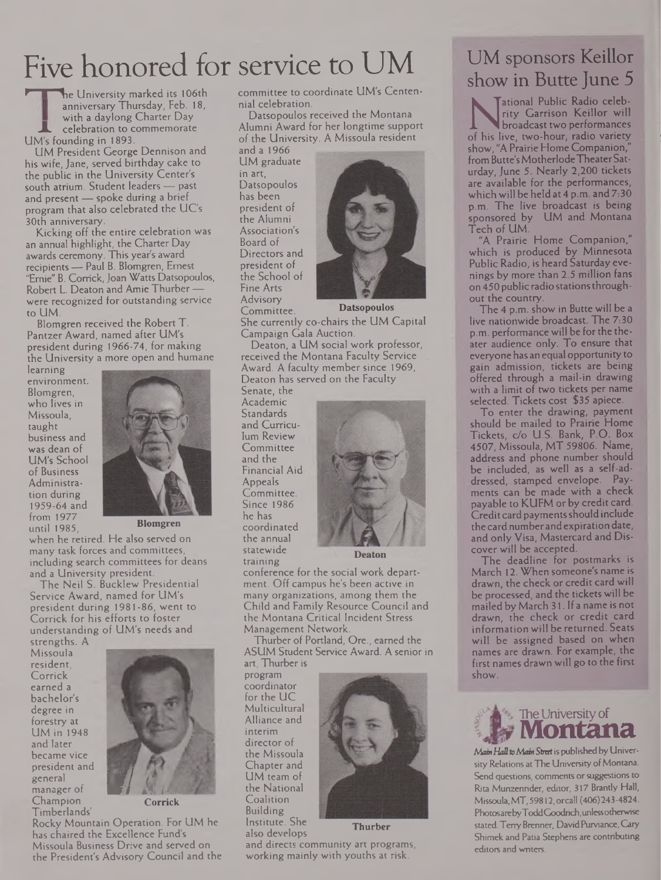# Five honored for service to UM

The University marked its 106th anniversary Thursday, Feb. 18, with a daylong Charter Day celebration to commemorate UM's founding in 1893.

UM President George Dennison and his wife, Jane, served birthday cake to the public in the University Center's south atrium. Student leaders — past and present — spoke during a brief program that also celebrated the UC's 30th anniversary.

Kicking off the entire celebration was an annual highlight, the Charter Day awards ceremony. This year's award recipients — Paul B. Blomgren, Ernest "Ernie" B. Corrick, Joan Watts Datsopoulos, Robert L. Deaton and Amie Thurber — were recognized for outstanding service to UM.

Blomgren received the Robert T. Pantzer Award, named after UM's president during 1966-74, for making the University a more open and humane learning environment. Blomgren, who lives in Missoula, taught business and was dean of UM's School of Business Administration during 1959-64 and from 1977 until 1985, when he retired. He also served on many task forces and committees, including search committees for deans and a University president.

**Blomgren**

The Neil S. Bucklew Presidential Service Award, named for UM's president during 1981-86, went to Corrick for his efforts to foster understanding of UM's needs and strengths. A Missoula resident, Corrick earned a bachelor's degree in forestry at UM in 1948 and later became vice president and general manager of Champion Timberlands' Rocky Mountain Operation. For UM he has chaired the Excellence Fund's Missoula Business Drive and served on the President's Advisory Council and the committee to coordinate UM's Centennial celebration.

**Corrick**

Datsopoulos received the Montana Alumni Award for her longtime support of the University. A Missoula resident and a 1966 UM graduate in art, Datsopoulos has been president of the Alumni Association's Board of Directors and president of the School of Fine Arts Advisory Committee. She currently co-chairs the UM Capital Campaign Gala Auction.

**Datsopoulos**

Deaton, a UM social work professor, received the Montana Faculty Service Award. A faculty member since 1969, Deaton has served on the Faculty Senate, the Academic Standards and Curriculum Review Committee and the Financial Aid Appeals Committee. Since 1986 he has coordinated the annual statewide training conference for the social work department. Off campus he's been active in many organizations, among them the Child and Family Resource Council and the Montana Critical Incident Stress Management Network.

**Deaton**

Thurber of Portland, Ore., earned the ASUM Student Service Award. A senior in art, Thurber is program coordinator for the UC Multicultural Alliance and interim director of the Missoula Chapter and UM team of the National Coalition Building Institute. She also develops and directs community art programs, working mainly with youths at risk.

**Thurber**

## UM sponsors Keillor show in Butte June 5

National Public Radio celebrity Garrison Keillor will broadcast two performances of his live, two-hour, radio variety show, "A Prairie Home Companion," from Butte's Motherlode Theater Saturday, June 5. Nearly 2,200 tickets are available for the performances, which will be held at 4 p.m. and 7:30 p.m. The live broadcast is being sponsored by UM and Montana Tech of UM.

"A Prairie Home Companion," which is produced by Minnesota Public Radio, is heard Saturday evenings by more than 2.5 million fans on 450 public radio stations throughout the country.

The 4 p.m. show in Butte will be a live nationwide broadcast. The 7:30 p.m. performance will be for the theater audience only. To ensure that everyone has an equal opportunity to gain admission, tickets are being offered through a mail-in drawing with a limit of two tickets per name selected. Tickets cost $35 apiece.

To enter the drawing, payment should be mailed to Prairie Home Tickets, c/o U.S. Bank, P.O. Box 4507, Missoula, MT 59806. Name, address and phone number should be included, as well as a self-addressed, stamped envelope. Payments can be made with a check payable to KUFM or by credit card. Credit card payments should include the card number and expiration date, and only Visa, Mastercard and Discover will be accepted.

The deadline for postmarks is March 12. When someone's name is drawn, the check or credit card will be processed, and the tickets will be mailed by March 31. If a name is not drawn, the check or credit card information will be returned. Seats will be assigned based on when names are drawn. For example, the first names drawn will go to the first show.

The University of **Montana**

*Main Hall to Main Street* is published by University Relations at The University of Montana. Send questions, comments or suggestions to Rita Munzenrider, editor, 317 Brantly Hall, Missoula, MT, 59812, or call (406) 243-4824. Photos are by Todd Goodrich, unless otherwise stated. Terry Brenner, David Purviance, Cary Shimek and Patia Stephens are contributing editors and writers.